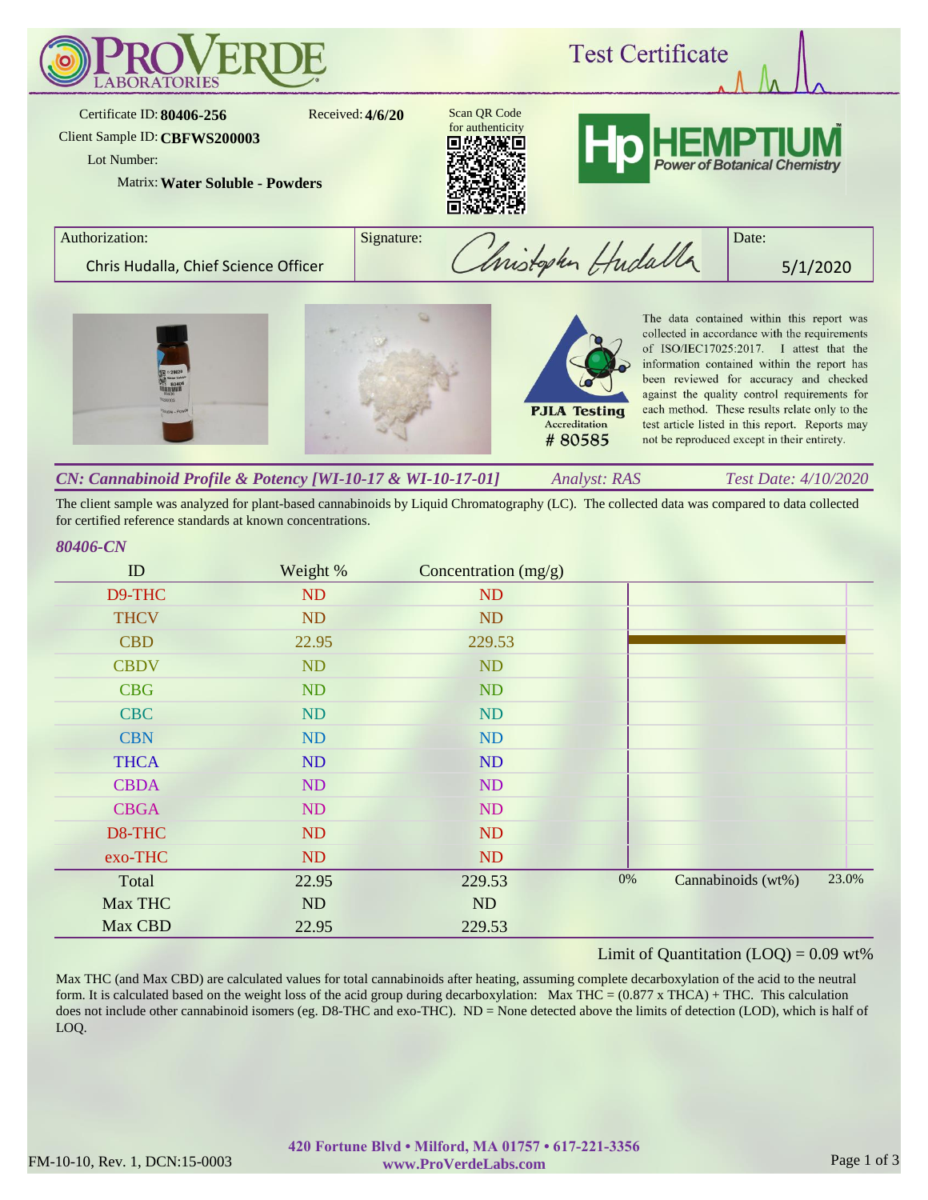# ProVerde Laboratories — Test Certificate

Certificate ID: **80406-256**
Received: **4/6/20**
Client Sample ID: **CBFWS200003**
Lot Number:
Matrix: **Water Soluble - Powders**

Scan QR Code for authenticity

HEMPTIUM — Power of Botanical Chemistry

| Authorization: | Signature: | Date: |
|---|---|---|
| Chris Hudalla, Chief Science Officer | Christopher Hudalla | 5/1/2020 |

PJLA Testing Accreditation # 80585

The data contained within this report was collected in accordance with the requirements of ISO/IEC17025:2017. I attest that the information contained within the report has been reviewed for accuracy and checked against the quality control requirements for each method. These results relate only to the test article listed in this report. Reports may not be reproduced except in their entirety.

## *CN: Cannabinoid Profile & Potency [WI-10-17 & WI-10-17-01]*   *Analyst: RAS*   *Test Date: 4/10/2020*

The client sample was analyzed for plant-based cannabinoids by Liquid Chromatography (LC). The collected data was compared to data collected for certified reference standards at known concentrations.

### *80406-CN*

| ID | Weight % | Concentration (mg/g) |
|---|---|---|
| D9-THC | ND | ND |
| THCV | ND | ND |
| CBD | 22.95 | 229.53 |
| CBDV | ND | ND |
| CBG | ND | ND |
| CBC | ND | ND |
| CBN | ND | ND |
| THCA | ND | ND |
| CBDA | ND | ND |
| CBGA | ND | ND |
| D8-THC | ND | ND |
| exo-THC | ND | ND |
| Total | 22.95 | 229.53 |
| Max THC | ND | ND |
| Max CBD | 22.95 | 229.53 |

Cannabinoids (wt%): 0% – 23.0%

Limit of Quantitation (LOQ) = 0.09 wt%

Max THC (and Max CBD) are calculated values for total cannabinoids after heating, assuming complete decarboxylation of the acid to the neutral form. It is calculated based on the weight loss of the acid group during decarboxylation: Max THC = (0.877 x THCA) + THC. This calculation does not include other cannabinoid isomers (eg. D8-THC and exo-THC). ND = None detected above the limits of detection (LOD), which is half of LOQ.

FM-10-10, Rev. 1, DCN:15-0003

420 Fortune Blvd • Milford, MA 01757 • 617-221-3356
www.ProVerdeLabs.com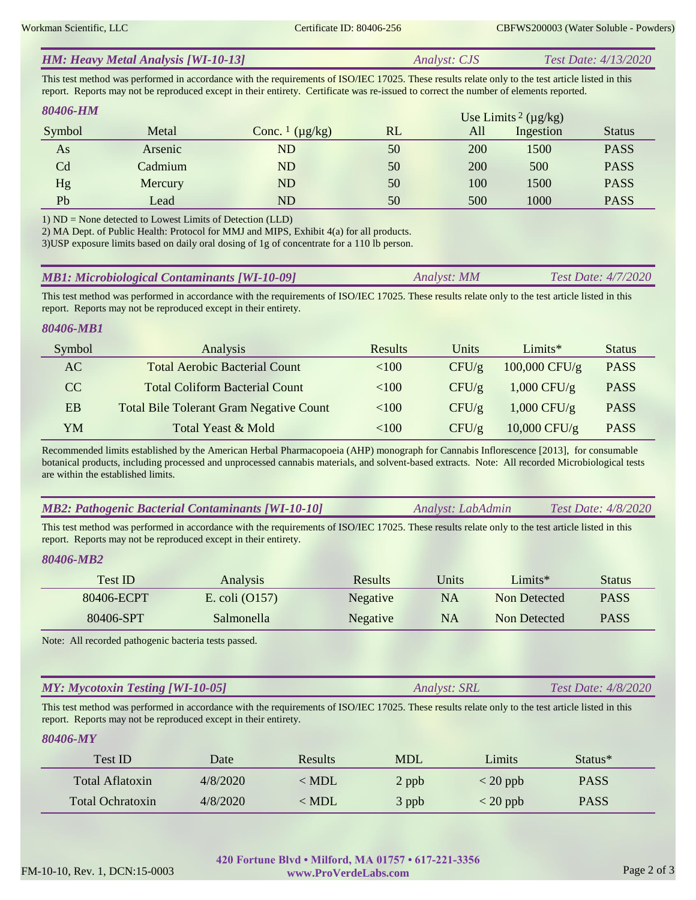## *HM: Heavy Metal Analysis [WI-10-13]* — *Analyst: CJS* — *Test Date: 4/13/2020*

This test method was performed in accordance with the requirements of ISO/IEC 17025. These results relate only to the test article listed in this report. Reports may not be reproduced except in their entirety. Certificate was re-issued to correct the number of elements reported.

### *80406-HM*

| Symbol | Metal | Conc. [1] (µg/kg) | RL | Use Limits [2] (µg/kg) All | Use Limits [2] (µg/kg) Ingestion | Status |
|---|---|---|---|---|---|---|
| As | Arsenic | ND | 50 | 200 | 1500 | PASS |
| Cd | Cadmium | ND | 50 | 200 | 500 | PASS |
| Hg | Mercury | ND | 50 | 100 | 1500 | PASS |
| Pb | Lead | ND | 50 | 500 | 1000 | PASS |

1) ND = None detected to Lowest Limits of Detection (LLD)
2) MA Dept. of Public Health: Protocol for MMJ and MIPS, Exhibit 4(a) for all products.
3)USP exposure limits based on daily oral dosing of 1g of concentrate for a 110 lb person.

## *MB1: Microbiological Contaminants [WI-10-09]* — *Analyst: MM* — *Test Date: 4/7/2020*

This test method was performed in accordance with the requirements of ISO/IEC 17025. These results relate only to the test article listed in this report. Reports may not be reproduced except in their entirety.

### *80406-MB1*

| Symbol | Analysis | Results | Units | Limits* | Status |
|---|---|---|---|---|---|
| AC | Total Aerobic Bacterial Count | <100 | CFU/g | 100,000 CFU/g | PASS |
| CC | Total Coliform Bacterial Count | <100 | CFU/g | 1,000 CFU/g | PASS |
| EB | Total Bile Tolerant Gram Negative Count | <100 | CFU/g | 1,000 CFU/g | PASS |
| YM | Total Yeast & Mold | <100 | CFU/g | 10,000 CFU/g | PASS |

Recommended limits established by the American Herbal Pharmacopoeia (AHP) monograph for Cannabis Inflorescence [2013], for consumable botanical products, including processed and unprocessed cannabis materials, and solvent-based extracts. Note: All recorded Microbiological tests are within the established limits.

## *MB2: Pathogenic Bacterial Contaminants [WI-10-10]* — *Analyst: LabAdmin* — *Test Date: 4/8/2020*

This test method was performed in accordance with the requirements of ISO/IEC 17025. These results relate only to the test article listed in this report. Reports may not be reproduced except in their entirety.

### *80406-MB2*

| Test ID | Analysis | Results | Units | Limits* | Status |
|---|---|---|---|---|---|
| 80406-ECPT | E. coli (O157) | Negative | NA | Non Detected | PASS |
| 80406-SPT | Salmonella | Negative | NA | Non Detected | PASS |

Note: All recorded pathogenic bacteria tests passed.

## *MY: Mycotoxin Testing [WI-10-05]* — *Analyst: SRL* — *Test Date: 4/8/2020*

This test method was performed in accordance with the requirements of ISO/IEC 17025. These results relate only to the test article listed in this report. Reports may not be reproduced except in their entirety.

### *80406-MY*

| Test ID | Date | Results | MDL | Limits | Status* |
|---|---|---|---|---|---|
| Total Aflatoxin | 4/8/2020 | < MDL | 2 ppb | < 20 ppb | PASS |
| Total Ochratoxin | 4/8/2020 | < MDL | 3 ppb | < 20 ppb | PASS |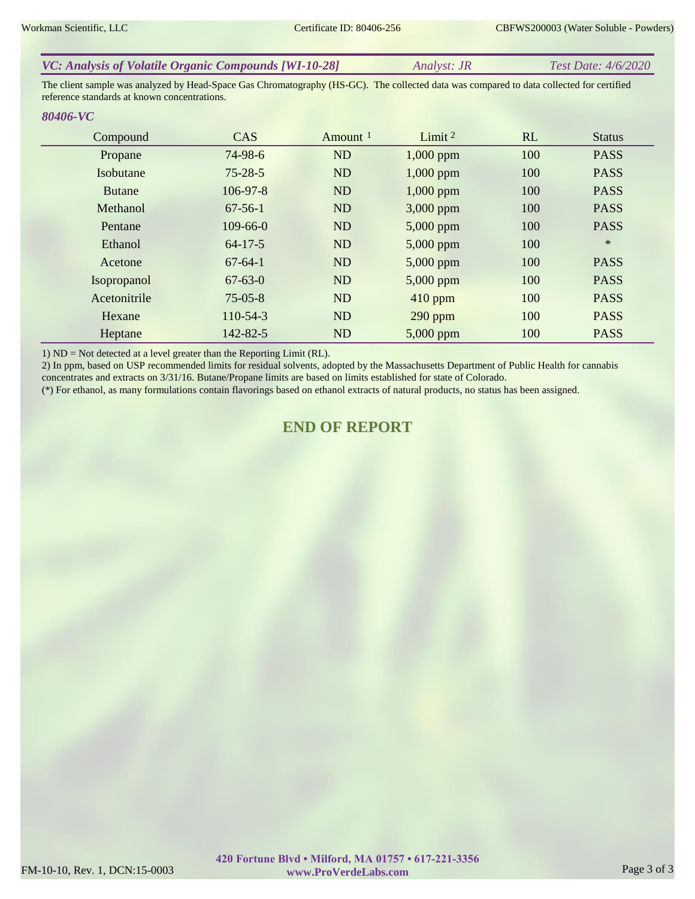## *VC: Analysis of Volatile Organic Compounds [WI-10-28]*

*Analyst: JR* | *Test Date: 4/6/2020*

The client sample was analyzed by Head-Space Gas Chromatography (HS-GC). The collected data was compared to data collected for certified reference standards at known concentrations.

### *80406-VC*

| Compound | CAS | Amount [1] | Limit [2] | RL | Status |
|---|---|---|---|---|---|
| Propane | 74-98-6 | ND | 1,000 ppm | 100 | PASS |
| Isobutane | 75-28-5 | ND | 1,000 ppm | 100 | PASS |
| Butane | 106-97-8 | ND | 1,000 ppm | 100 | PASS |
| Methanol | 67-56-1 | ND | 3,000 ppm | 100 | PASS |
| Pentane | 109-66-0 | ND | 5,000 ppm | 100 | PASS |
| Ethanol | 64-17-5 | ND | 5,000 ppm | 100 | * |
| Acetone | 67-64-1 | ND | 5,000 ppm | 100 | PASS |
| Isopropanol | 67-63-0 | ND | 5,000 ppm | 100 | PASS |
| Acetonitrile | 75-05-8 | ND | 410 ppm | 100 | PASS |
| Hexane | 110-54-3 | ND | 290 ppm | 100 | PASS |
| Heptane | 142-82-5 | ND | 5,000 ppm | 100 | PASS |

1) ND = Not detected at a level greater than the Reporting Limit (RL).
2) In ppm, based on USP recommended limits for residual solvents, adopted by the Massachusetts Department of Public Health for cannabis concentrates and extracts on 3/31/16. Butane/Propane limits are based on limits established for state of Colorado.
(*) For ethanol, as many formulations contain flavorings based on ethanol extracts of natural products, no status has been assigned.

## END OF REPORT

FM-10-10, Rev. 1, DCN:15-0003

**420 Fortune Blvd • Milford, MA 01757 • 617-221-3356**
**www.ProVerdeLabs.com**